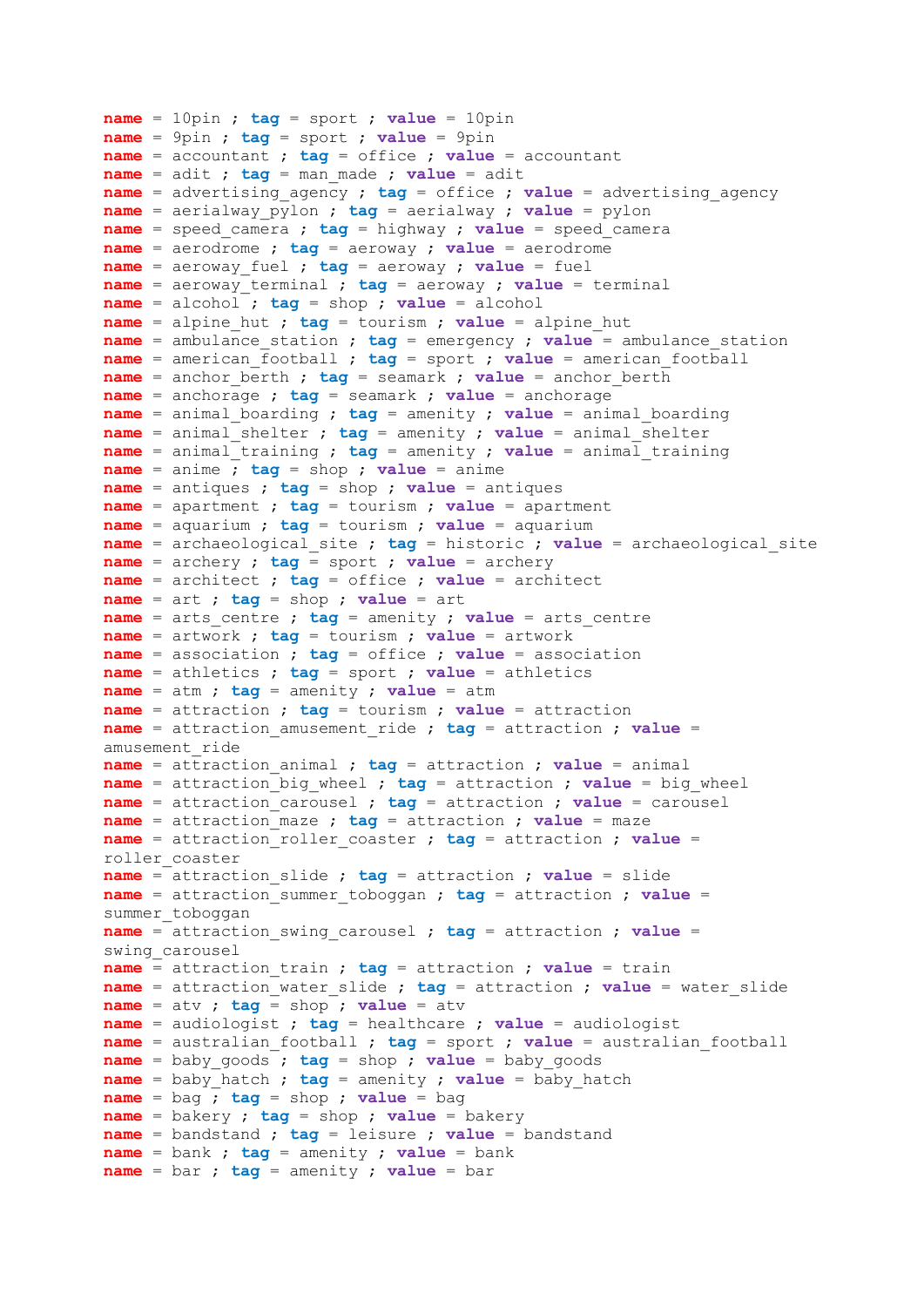name = 10pin ; tag = sport ; value = 10pin
name = 9pin ; tag = sport ; value = 9pin
name = accountant ; tag = office ; value = accountant
name = adit ; tag = man_made ; value = adit
name = advertising_agency ; tag = office ; value = advertising_agency
name = aerialway_pylon ; tag = aerialway ; value = pylon
name = speed_camera ; tag = highway ; value = speed_camera
name = aerodrome ; tag = aeroway ; value = aerodrome
name = aeroway_fuel ; tag = aeroway ; value = fuel
name = aeroway_terminal ; tag = aeroway ; value = terminal
name = alcohol ; tag = shop ; value = alcohol
name = alpine_hut ; tag = tourism ; value = alpine_hut
name = ambulance_station ; tag = emergency ; value = ambulance_station
name = american_football ; tag = sport ; value = american_football
name = anchor_berth ; tag = seamark ; value = anchor_berth
name = anchorage ; tag = seamark ; value = anchorage
name = animal_boarding ; tag = amenity ; value = animal_boarding
name = animal_shelter ; tag = amenity ; value = animal_shelter
name = animal_training ; tag = amenity ; value = animal_training
name = anime ; tag = shop ; value = anime
name = antiques ; tag = shop ; value = antiques
name = apartment ; tag = tourism ; value = apartment
name = aquarium ; tag = tourism ; value = aquarium
name = archaeological_site ; tag = historic ; value = archaeological_site
name = archery ; tag = sport ; value = archery
name = architect ; tag = office ; value = architect
name = art ; tag = shop ; value = art
name = arts_centre ; tag = amenity ; value = arts_centre
name = artwork ; tag = tourism ; value = artwork
name = association ; tag = office ; value = association
name = athletics ; tag = sport ; value = athletics
name = atm ; tag = amenity ; value = atm
name = attraction ; tag = tourism ; value = attraction
name = attraction_amusement_ride ; tag = attraction ; value = amusement_ride
name = attraction_animal ; tag = attraction ; value = animal
name = attraction_big_wheel ; tag = attraction ; value = big_wheel
name = attraction_carousel ; tag = attraction ; value = carousel
name = attraction_maze ; tag = attraction ; value = maze
name = attraction_roller_coaster ; tag = attraction ; value = roller_coaster
name = attraction_slide ; tag = attraction ; value = slide
name = attraction_summer_toboggan ; tag = attraction ; value = summer_toboggan
name = attraction_swing_carousel ; tag = attraction ; value = swing_carousel
name = attraction_train ; tag = attraction ; value = train
name = attraction_water_slide ; tag = attraction ; value = water_slide
name = atv ; tag = shop ; value = atv
name = audiologist ; tag = healthcare ; value = audiologist
name = australian_football ; tag = sport ; value = australian_football
name = baby_goods ; tag = shop ; value = baby_goods
name = baby_hatch ; tag = amenity ; value = baby_hatch
name = bag ; tag = shop ; value = bag
name = bakery ; tag = shop ; value = bakery
name = bandstand ; tag = leisure ; value = bandstand
name = bank ; tag = amenity ; value = bank
name = bar ; tag = amenity ; value = bar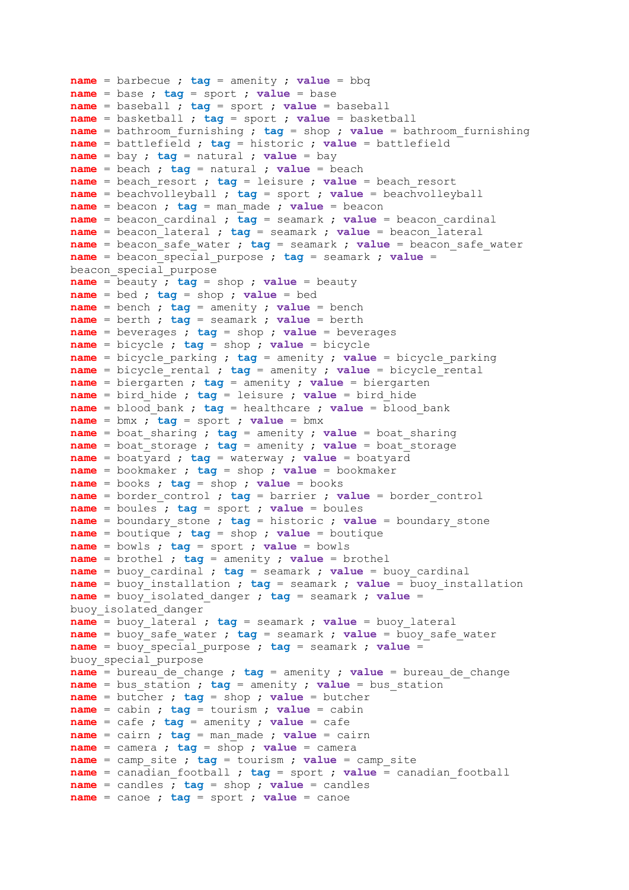name = barbecue ; tag = amenity ; value = bbq
name = base ; tag = sport ; value = base
name = baseball ; tag = sport ; value = baseball
name = basketball ; tag = sport ; value = basketball
name = bathroom_furnishing ; tag = shop ; value = bathroom_furnishing
name = battlefield ; tag = historic ; value = battlefield
name = bay ; tag = natural ; value = bay
name = beach ; tag = natural ; value = beach
name = beach_resort ; tag = leisure ; value = beach_resort
name = beachvolleyball ; tag = sport ; value = beachvolleyball
name = beacon ; tag = man_made ; value = beacon
name = beacon_cardinal ; tag = seamark ; value = beacon_cardinal
name = beacon_lateral ; tag = seamark ; value = beacon_lateral
name = beacon_safe_water ; tag = seamark ; value = beacon_safe_water
name = beacon_special_purpose ; tag = seamark ; value = beacon_special_purpose
name = beauty ; tag = shop ; value = beauty
name = bed ; tag = shop ; value = bed
name = bench ; tag = amenity ; value = bench
name = berth ; tag = seamark ; value = berth
name = beverages ; tag = shop ; value = beverages
name = bicycle ; tag = shop ; value = bicycle
name = bicycle_parking ; tag = amenity ; value = bicycle_parking
name = bicycle_rental ; tag = amenity ; value = bicycle_rental
name = biergarten ; tag = amenity ; value = biergarten
name = bird_hide ; tag = leisure ; value = bird_hide
name = blood_bank ; tag = healthcare ; value = blood_bank
name = bmx ; tag = sport ; value = bmx
name = boat_sharing ; tag = amenity ; value = boat_sharing
name = boat_storage ; tag = amenity ; value = boat_storage
name = boatyard ; tag = waterway ; value = boatyard
name = bookmaker ; tag = shop ; value = bookmaker
name = books ; tag = shop ; value = books
name = border_control ; tag = barrier ; value = border_control
name = boules ; tag = sport ; value = boules
name = boundary_stone ; tag = historic ; value = boundary_stone
name = boutique ; tag = shop ; value = boutique
name = bowls ; tag = sport ; value = bowls
name = brothel ; tag = amenity ; value = brothel
name = buoy_cardinal ; tag = seamark ; value = buoy_cardinal
name = buoy_installation ; tag = seamark ; value = buoy_installation
name = buoy_isolated_danger ; tag = seamark ; value = buoy_isolated_danger
name = buoy_lateral ; tag = seamark ; value = buoy_lateral
name = buoy_safe_water ; tag = seamark ; value = buoy_safe_water
name = buoy_special_purpose ; tag = seamark ; value = buoy_special_purpose
name = bureau_de_change ; tag = amenity ; value = bureau_de_change
name = bus_station ; tag = amenity ; value = bus_station
name = butcher ; tag = shop ; value = butcher
name = cabin ; tag = tourism ; value = cabin
name = cafe ; tag = amenity ; value = cafe
name = cairn ; tag = man_made ; value = cairn
name = camera ; tag = shop ; value = camera
name = camp_site ; tag = tourism ; value = camp_site
name = canadian_football ; tag = sport ; value = canadian_football
name = candles ; tag = shop ; value = candles
name = canoe ; tag = sport ; value = canoe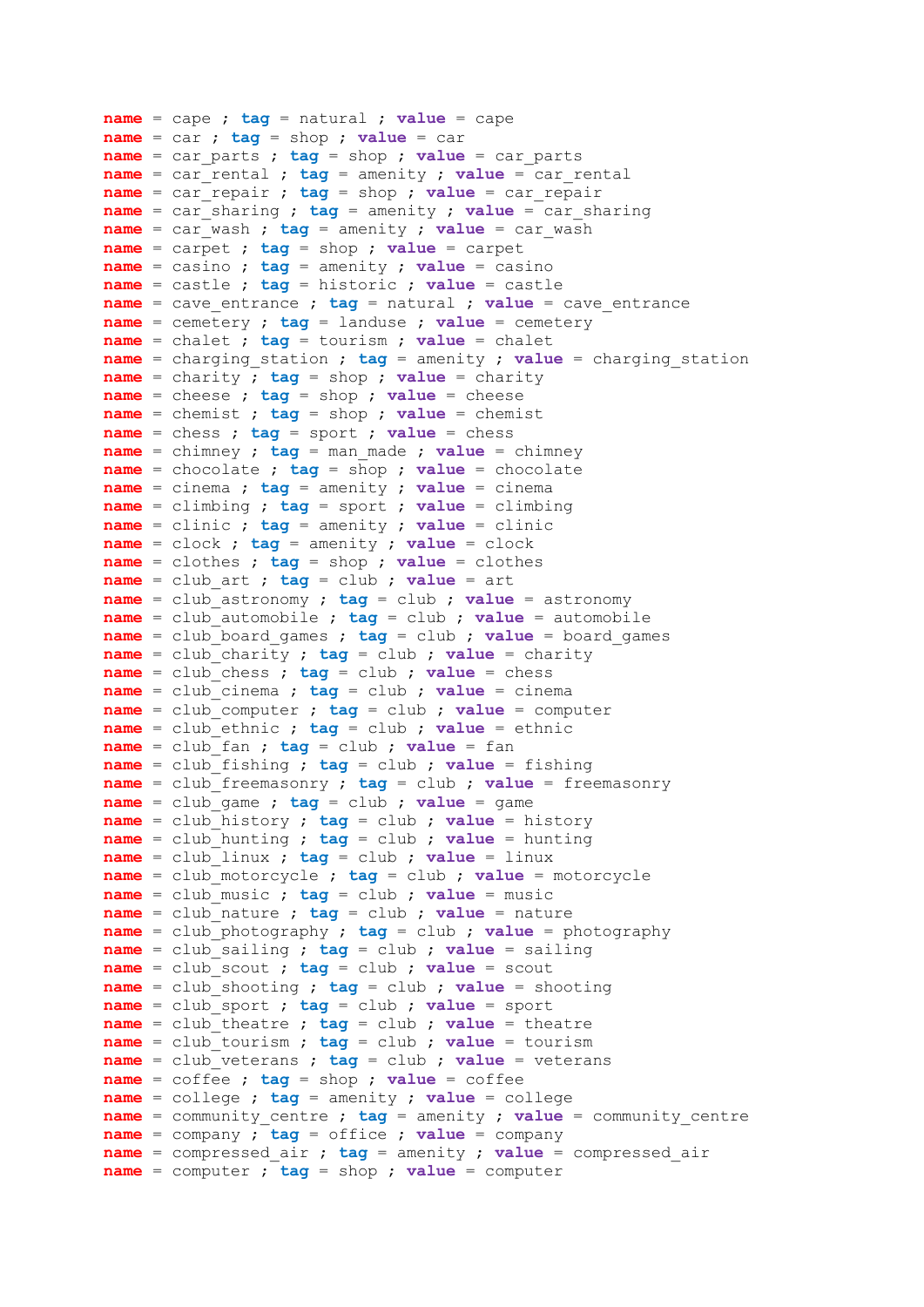```
name = cape ; tag = natural ; value = cape
name = car ; tag = shop ; value = car
name = car_parts ; tag = shop ; value = car_parts
name = car_rental ; tag = amenity ; value = car_rental
name = car_repair ; tag = shop ; value = car_repair
name = car_sharing ; tag = amenity ; value = car_sharing
name = car_wash ; tag = amenity ; value = car_wash
name = carpet ; tag = shop ; value = carpet
name = casino ; tag = amenity ; value = casino
name = castle ; tag = historic ; value = castle
name = cave_entrance ; tag = natural ; value = cave_entrance
name = cemetery ; tag = landuse ; value = cemetery
name = chalet ; tag = tourism ; value = chalet
name = charging_station ; tag = amenity ; value = charging_station
name = charity ; tag = shop ; value = charity
name = cheese ; tag = shop ; value = cheese
name = chemist ; tag = shop ; value = chemist
name = chess ; tag = sport ; value = chess
name = chimney ; tag = man_made ; value = chimney
name = chocolate ; tag = shop ; value = chocolate
name = cinema ; tag = amenity ; value = cinema
name = climbing ; tag = sport ; value = climbing
name = clinic ; tag = amenity ; value = clinic
name = clock ; tag = amenity ; value = clock
name = clothes ; tag = shop ; value = clothes
name = club_art ; tag = club ; value = art
name = club_astronomy ; tag = club ; value = astronomy
name = club_automobile ; tag = club ; value = automobile
name = club_board_games ; tag = club ; value = board_games
name = club_charity ; tag = club ; value = charity
name = club_chess ; tag = club ; value = chess
name = club_cinema ; tag = club ; value = cinema
name = club_computer ; tag = club ; value = computer
name = club_ethnic ; tag = club ; value = ethnic
name = club_fan ; tag = club ; value = fan
name = club_fishing ; tag = club ; value = fishing
name = club_freemasonry ; tag = club ; value = freemasonry
name = club_game ; tag = club ; value = game
name = club_history ; tag = club ; value = history
name = club_hunting ; tag = club ; value = hunting
name = club_linux ; tag = club ; value = linux
name = club_motorcycle ; tag = club ; value = motorcycle
name = club_music ; tag = club ; value = music
name = club_nature ; tag = club ; value = nature
name = club_photography ; tag = club ; value = photography
name = club_sailing ; tag = club ; value = sailing
name = club_scout ; tag = club ; value = scout
name = club_shooting ; tag = club ; value = shooting
name = club_sport ; tag = club ; value = sport
name = club_theatre ; tag = club ; value = theatre
name = club_tourism ; tag = club ; value = tourism
name = club_veterans ; tag = club ; value = veterans
name = coffee ; tag = shop ; value = coffee
name = college ; tag = amenity ; value = college
name = community_centre ; tag = amenity ; value = community_centre
name = company ; tag = office ; value = company
name = compressed_air ; tag = amenity ; value = compressed_air
name = computer ; tag = shop ; value = computer
```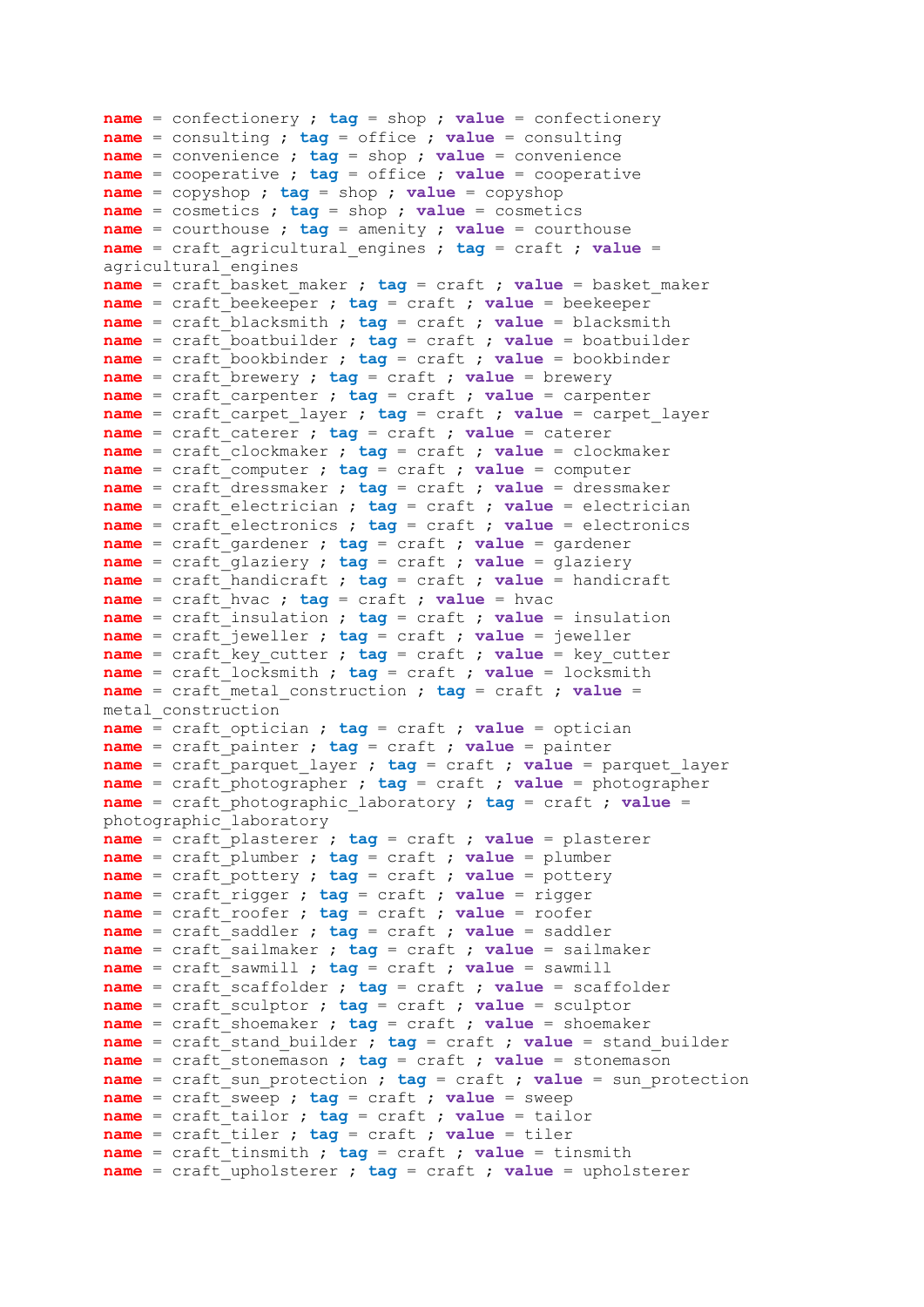```
name = confectionery ; tag = shop ; value = confectionery
name = consulting ; tag = office ; value = consulting
name = convenience ; tag = shop ; value = convenience
name = cooperative ; tag = office ; value = cooperative
name = copyshop ; tag = shop ; value = copyshop
name = cosmetics ; tag = shop ; value = cosmetics
name = courthouse ; tag = amenity ; value = courthouse
name = craft_agricultural_engines ; tag = craft ; value = agricultural_engines
name = craft_basket_maker ; tag = craft ; value = basket_maker
name = craft_beekeeper ; tag = craft ; value = beekeeper
name = craft_blacksmith ; tag = craft ; value = blacksmith
name = craft_boatbuilder ; tag = craft ; value = boatbuilder
name = craft_bookbinder ; tag = craft ; value = bookbinder
name = craft_brewery ; tag = craft ; value = brewery
name = craft_carpenter ; tag = craft ; value = carpenter
name = craft_carpet_layer ; tag = craft ; value = carpet_layer
name = craft_caterer ; tag = craft ; value = caterer
name = craft_clockmaker ; tag = craft ; value = clockmaker
name = craft_computer ; tag = craft ; value = computer
name = craft_dressmaker ; tag = craft ; value = dressmaker
name = craft_electrician ; tag = craft ; value = electrician
name = craft_electronics ; tag = craft ; value = electronics
name = craft_gardener ; tag = craft ; value = gardener
name = craft_glaziery ; tag = craft ; value = glaziery
name = craft_handicraft ; tag = craft ; value = handicraft
name = craft_hvac ; tag = craft ; value = hvac
name = craft_insulation ; tag = craft ; value = insulation
name = craft_jeweller ; tag = craft ; value = jeweller
name = craft_key_cutter ; tag = craft ; value = key_cutter
name = craft_locksmith ; tag = craft ; value = locksmith
name = craft_metal_construction ; tag = craft ; value = metal_construction
name = craft_optician ; tag = craft ; value = optician
name = craft_painter ; tag = craft ; value = painter
name = craft_parquet_layer ; tag = craft ; value = parquet_layer
name = craft_photographer ; tag = craft ; value = photographer
name = craft_photographic_laboratory ; tag = craft ; value = photographic_laboratory
name = craft_plasterer ; tag = craft ; value = plasterer
name = craft_plumber ; tag = craft ; value = plumber
name = craft_pottery ; tag = craft ; value = pottery
name = craft_rigger ; tag = craft ; value = rigger
name = craft_roofer ; tag = craft ; value = roofer
name = craft_saddler ; tag = craft ; value = saddler
name = craft_sailmaker ; tag = craft ; value = sailmaker
name = craft_sawmill ; tag = craft ; value = sawmill
name = craft_scaffolder ; tag = craft ; value = scaffolder
name = craft_sculptor ; tag = craft ; value = sculptor
name = craft_shoemaker ; tag = craft ; value = shoemaker
name = craft_stand_builder ; tag = craft ; value = stand_builder
name = craft_stonemason ; tag = craft ; value = stonemason
name = craft_sun_protection ; tag = craft ; value = sun_protection
name = craft_sweep ; tag = craft ; value = sweep
name = craft_tailor ; tag = craft ; value = tailor
name = craft_tiler ; tag = craft ; value = tiler
name = craft_tinsmith ; tag = craft ; value = tinsmith
name = craft_upholsterer ; tag = craft ; value = upholsterer
```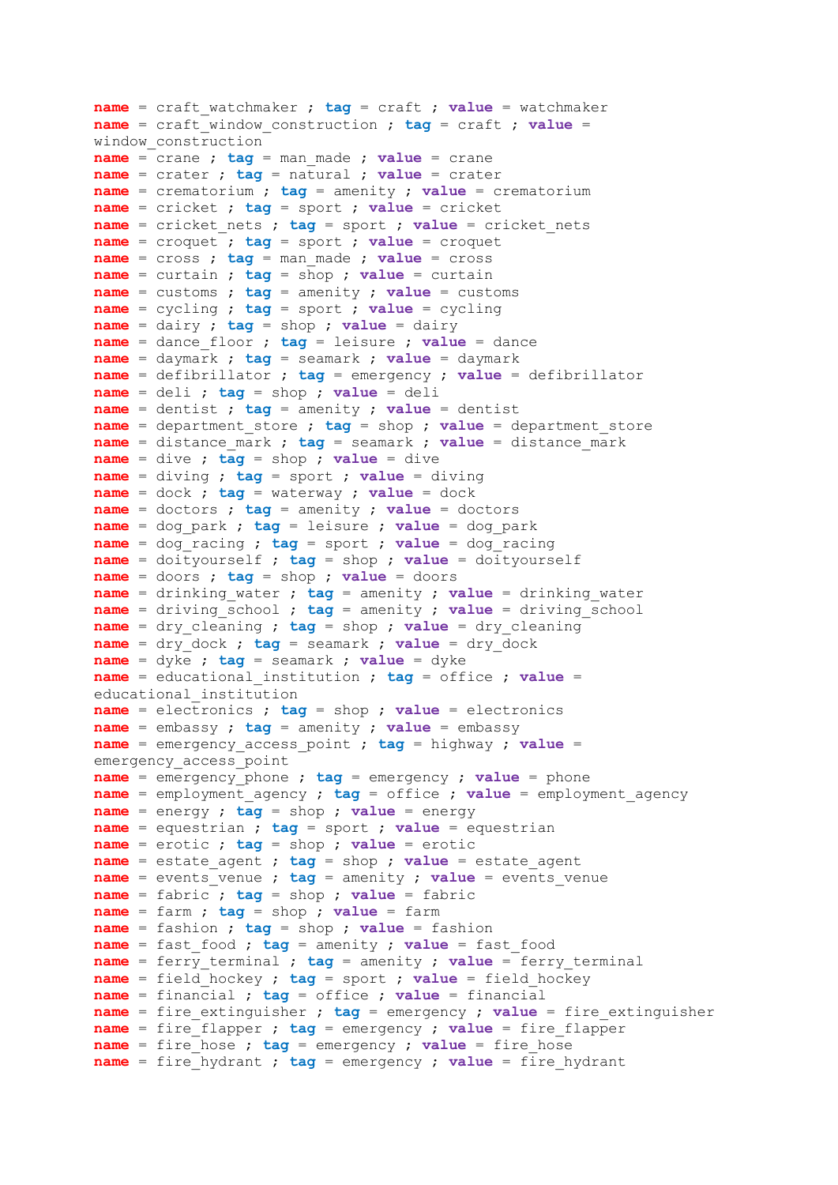```
name = craft_watchmaker ; tag = craft ; value = watchmaker
name = craft_window_construction ; tag = craft ; value =
window_construction
name = crane ; tag = man_made ; value = crane
name = crater ; tag = natural ; value = crater
name = crematorium ; tag = amenity ; value = crematorium
name = cricket ; tag = sport ; value = cricket
name = cricket_nets ; tag = sport ; value = cricket_nets
name = croquet ; tag = sport ; value = croquet
name = cross ; tag = man_made ; value = cross
name = curtain ; tag = shop ; value = curtain
name = customs ; tag = amenity ; value = customs
name = cycling ; tag = sport ; value = cycling
name = dairy ; tag = shop ; value = dairy
name = dance_floor ; tag = leisure ; value = dance
name = daymark ; tag = seamark ; value = daymark
name = defibrillator ; tag = emergency ; value = defibrillator
name = deli ; tag = shop ; value = deli
name = dentist ; tag = amenity ; value = dentist
name = department_store ; tag = shop ; value = department_store
name = distance_mark ; tag = seamark ; value = distance_mark
name = dive ; tag = shop ; value = dive
name = diving ; tag = sport ; value = diving
name = dock ; tag = waterway ; value = dock
name = doctors ; tag = amenity ; value = doctors
name = dog_park ; tag = leisure ; value = dog_park
name = dog_racing ; tag = sport ; value = dog_racing
name = doityourself ; tag = shop ; value = doityourself
name = doors ; tag = shop ; value = doors
name = drinking_water ; tag = amenity ; value = drinking_water
name = driving_school ; tag = amenity ; value = driving_school
name = dry_cleaning ; tag = shop ; value = dry_cleaning
name = dry_dock ; tag = seamark ; value = dry_dock
name = dyke ; tag = seamark ; value = dyke
name = educational_institution ; tag = office ; value =
educational_institution
name = electronics ; tag = shop ; value = electronics
name = embassy ; tag = amenity ; value = embassy
name = emergency_access_point ; tag = highway ; value =
emergency_access_point
name = emergency_phone ; tag = emergency ; value = phone
name = employment_agency ; tag = office ; value = employment_agency
name = energy ; tag = shop ; value = energy
name = equestrian ; tag = sport ; value = equestrian
name = erotic ; tag = shop ; value = erotic
name = estate_agent ; tag = shop ; value = estate_agent
name = events_venue ; tag = amenity ; value = events_venue
name = fabric ; tag = shop ; value = fabric
name = farm ; tag = shop ; value = farm
name = fashion ; tag = shop ; value = fashion
name = fast_food ; tag = amenity ; value = fast_food
name = ferry_terminal ; tag = amenity ; value = ferry_terminal
name = field_hockey ; tag = sport ; value = field_hockey
name = financial ; tag = office ; value = financial
name = fire_extinguisher ; tag = emergency ; value = fire_extinguisher
name = fire_flapper ; tag = emergency ; value = fire_flapper
name = fire_hose ; tag = emergency ; value = fire_hose
name = fire_hydrant ; tag = emergency ; value = fire_hydrant
```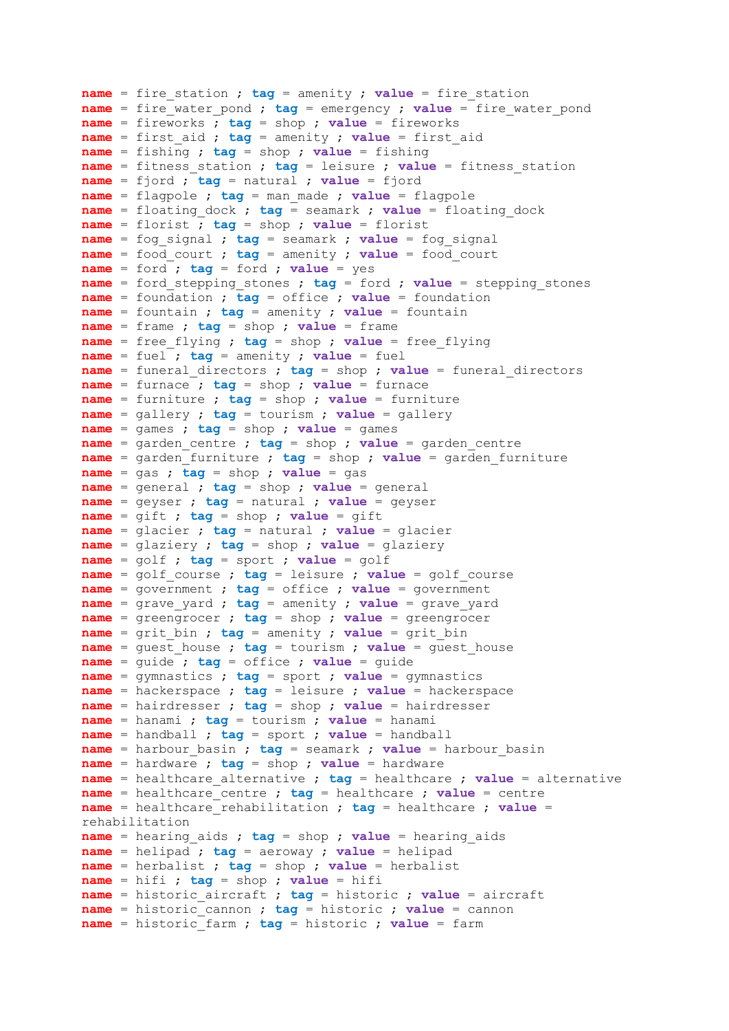name = fire_station ; tag = amenity ; value = fire_station
name = fire_water_pond ; tag = emergency ; value = fire_water_pond
name = fireworks ; tag = shop ; value = fireworks
name = first_aid ; tag = amenity ; value = first_aid
name = fishing ; tag = shop ; value = fishing
name = fitness_station ; tag = leisure ; value = fitness_station
name = fjord ; tag = natural ; value = fjord
name = flagpole ; tag = man_made ; value = flagpole
name = floating_dock ; tag = seamark ; value = floating_dock
name = florist ; tag = shop ; value = florist
name = fog_signal ; tag = seamark ; value = fog_signal
name = food_court ; tag = amenity ; value = food_court
name = ford ; tag = ford ; value = yes
name = ford_stepping_stones ; tag = ford ; value = stepping_stones
name = foundation ; tag = office ; value = foundation
name = fountain ; tag = amenity ; value = fountain
name = frame ; tag = shop ; value = frame
name = free_flying ; tag = shop ; value = free_flying
name = fuel ; tag = amenity ; value = fuel
name = funeral_directors ; tag = shop ; value = funeral_directors
name = furnace ; tag = shop ; value = furnace
name = furniture ; tag = shop ; value = furniture
name = gallery ; tag = tourism ; value = gallery
name = games ; tag = shop ; value = games
name = garden_centre ; tag = shop ; value = garden_centre
name = garden_furniture ; tag = shop ; value = garden_furniture
name = gas ; tag = shop ; value = gas
name = general ; tag = shop ; value = general
name = geyser ; tag = natural ; value = geyser
name = gift ; tag = shop ; value = gift
name = glacier ; tag = natural ; value = glacier
name = glaziery ; tag = shop ; value = glaziery
name = golf ; tag = sport ; value = golf
name = golf_course ; tag = leisure ; value = golf_course
name = government ; tag = office ; value = government
name = grave_yard ; tag = amenity ; value = grave_yard
name = greengrocer ; tag = shop ; value = greengrocer
name = grit_bin ; tag = amenity ; value = grit_bin
name = guest_house ; tag = tourism ; value = guest_house
name = guide ; tag = office ; value = guide
name = gymnastics ; tag = sport ; value = gymnastics
name = hackerspace ; tag = leisure ; value = hackerspace
name = hairdresser ; tag = shop ; value = hairdresser
name = hanami ; tag = tourism ; value = hanami
name = handball ; tag = sport ; value = handball
name = harbour_basin ; tag = seamark ; value = harbour_basin
name = hardware ; tag = shop ; value = hardware
name = healthcare_alternative ; tag = healthcare ; value = alternative
name = healthcare_centre ; tag = healthcare ; value = centre
name = healthcare_rehabilitation ; tag = healthcare ; value = rehabilitation
name = hearing_aids ; tag = shop ; value = hearing_aids
name = helipad ; tag = aeroway ; value = helipad
name = herbalist ; tag = shop ; value = herbalist
name = hifi ; tag = shop ; value = hifi
name = historic_aircraft ; tag = historic ; value = aircraft
name = historic_cannon ; tag = historic ; value = cannon
name = historic_farm ; tag = historic ; value = farm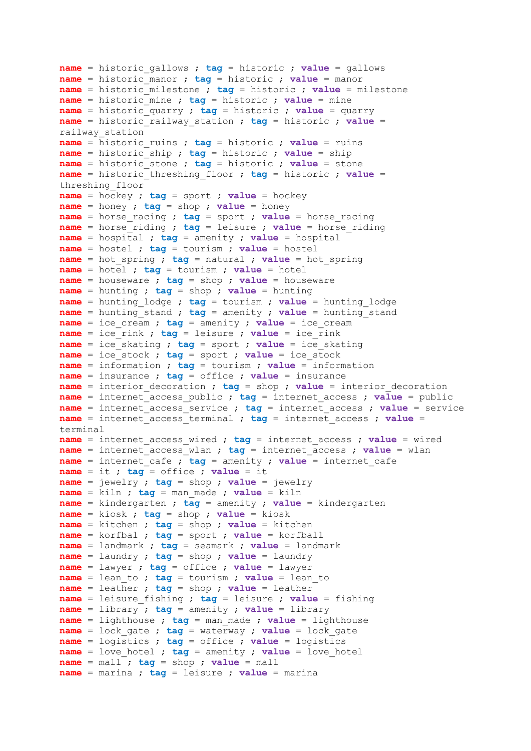```
name = historic_gallows ; tag = historic ; value = gallows
name = historic_manor ; tag = historic ; value = manor
name = historic_milestone ; tag = historic ; value = milestone
name = historic_mine ; tag = historic ; value = mine
name = historic_quarry ; tag = historic ; value = quarry
name = historic_railway_station ; tag = historic ; value =
railway_station
name = historic_ruins ; tag = historic ; value = ruins
name = historic_ship ; tag = historic ; value = ship
name = historic_stone ; tag = historic ; value = stone
name = historic_threshing_floor ; tag = historic ; value =
threshing_floor
name = hockey ; tag = sport ; value = hockey
name = honey ; tag = shop ; value = honey
name = horse_racing ; tag = sport ; value = horse_racing
name = horse_riding ; tag = leisure ; value = horse_riding
name = hospital ; tag = amenity ; value = hospital
name = hostel ; tag = tourism ; value = hostel
name = hot_spring ; tag = natural ; value = hot_spring
name = hotel ; tag = tourism ; value = hotel
name = houseware ; tag = shop ; value = houseware
name = hunting ; tag = shop ; value = hunting
name = hunting_lodge ; tag = tourism ; value = hunting_lodge
name = hunting_stand ; tag = amenity ; value = hunting_stand
name = ice_cream ; tag = amenity ; value = ice_cream
name = ice_rink ; tag = leisure ; value = ice_rink
name = ice_skating ; tag = sport ; value = ice_skating
name = ice_stock ; tag = sport ; value = ice_stock
name = information ; tag = tourism ; value = information
name = insurance ; tag = office ; value = insurance
name = interior_decoration ; tag = shop ; value = interior_decoration
name = internet_access_public ; tag = internet_access ; value = public
name = internet_access_service ; tag = internet_access ; value = service
name = internet_access_terminal ; tag = internet_access ; value =
terminal
name = internet_access_wired ; tag = internet_access ; value = wired
name = internet_access_wlan ; tag = internet_access ; value = wlan
name = internet_cafe ; tag = amenity ; value = internet_cafe
name = it ; tag = office ; value = it
name = jewelry ; tag = shop ; value = jewelry
name = kiln ; tag = man_made ; value = kiln
name = kindergarten ; tag = amenity ; value = kindergarten
name = kiosk ; tag = shop ; value = kiosk
name = kitchen ; tag = shop ; value = kitchen
name = korfbal ; tag = sport ; value = korfball
name = landmark ; tag = seamark ; value = landmark
name = laundry ; tag = shop ; value = laundry
name = lawyer ; tag = office ; value = lawyer
name = lean_to ; tag = tourism ; value = lean_to
name = leather ; tag = shop ; value = leather
name = leisure_fishing ; tag = leisure ; value = fishing
name = library ; tag = amenity ; value = library
name = lighthouse ; tag = man_made ; value = lighthouse
name = lock_gate ; tag = waterway ; value = lock_gate
name = logistics ; tag = office ; value = logistics
name = love_hotel ; tag = amenity ; value = love_hotel
name = mall ; tag = shop ; value = mall
name = marina ; tag = leisure ; value = marina
```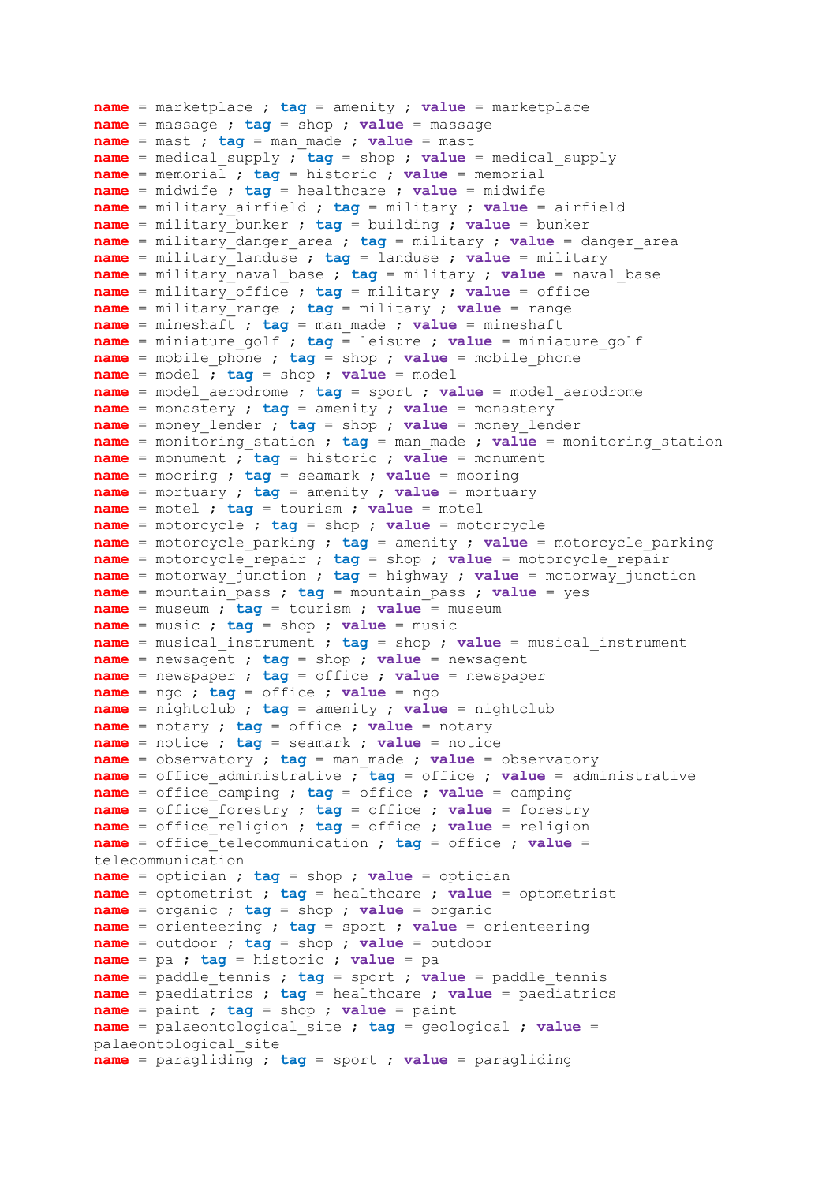**name** = marketplace ; **tag** = amenity ; **value** = marketplace
**name** = massage ; **tag** = shop ; **value** = massage
**name** = mast ; **tag** = man_made ; **value** = mast
**name** = medical_supply ; **tag** = shop ; **value** = medical_supply
**name** = memorial ; **tag** = historic ; **value** = memorial
**name** = midwife ; **tag** = healthcare ; **value** = midwife
**name** = military_airfield ; **tag** = military ; **value** = airfield
**name** = military_bunker ; **tag** = building ; **value** = bunker
**name** = military_danger_area ; **tag** = military ; **value** = danger_area
**name** = military_landuse ; **tag** = landuse ; **value** = military
**name** = military_naval_base ; **tag** = military ; **value** = naval_base
**name** = military_office ; **tag** = military ; **value** = office
**name** = military_range ; **tag** = military ; **value** = range
**name** = mineshaft ; **tag** = man_made ; **value** = mineshaft
**name** = miniature_golf ; **tag** = leisure ; **value** = miniature_golf
**name** = mobile_phone ; **tag** = shop ; **value** = mobile_phone
**name** = model ; **tag** = shop ; **value** = model
**name** = model_aerodrome ; **tag** = sport ; **value** = model_aerodrome
**name** = monastery ; **tag** = amenity ; **value** = monastery
**name** = money_lender ; **tag** = shop ; **value** = money_lender
**name** = monitoring_station ; **tag** = man_made ; **value** = monitoring_station
**name** = monument ; **tag** = historic ; **value** = monument
**name** = mooring ; **tag** = seamark ; **value** = mooring
**name** = mortuary ; **tag** = amenity ; **value** = mortuary
**name** = motel ; **tag** = tourism ; **value** = motel
**name** = motorcycle ; **tag** = shop ; **value** = motorcycle
**name** = motorcycle_parking ; **tag** = amenity ; **value** = motorcycle_parking
**name** = motorcycle_repair ; **tag** = shop ; **value** = motorcycle_repair
**name** = motorway_junction ; **tag** = highway ; **value** = motorway_junction
**name** = mountain_pass ; **tag** = mountain_pass ; **value** = yes
**name** = museum ; **tag** = tourism ; **value** = museum
**name** = music ; **tag** = shop ; **value** = music
**name** = musical_instrument ; **tag** = shop ; **value** = musical_instrument
**name** = newsagent ; **tag** = shop ; **value** = newsagent
**name** = newspaper ; **tag** = office ; **value** = newspaper
**name** = ngo ; **tag** = office ; **value** = ngo
**name** = nightclub ; **tag** = amenity ; **value** = nightclub
**name** = notary ; **tag** = office ; **value** = notary
**name** = notice ; **tag** = seamark ; **value** = notice
**name** = observatory ; **tag** = man_made ; **value** = observatory
**name** = office_administrative ; **tag** = office ; **value** = administrative
**name** = office_camping ; **tag** = office ; **value** = camping
**name** = office_forestry ; **tag** = office ; **value** = forestry
**name** = office_religion ; **tag** = office ; **value** = religion
**name** = office_telecommunication ; **tag** = office ; **value** = telecommunication
**name** = optician ; **tag** = shop ; **value** = optician
**name** = optometrist ; **tag** = healthcare ; **value** = optometrist
**name** = organic ; **tag** = shop ; **value** = organic
**name** = orienteering ; **tag** = sport ; **value** = orienteering
**name** = outdoor ; **tag** = shop ; **value** = outdoor
**name** = pa ; **tag** = historic ; **value** = pa
**name** = paddle_tennis ; **tag** = sport ; **value** = paddle_tennis
**name** = paediatrics ; **tag** = healthcare ; **value** = paediatrics
**name** = paint ; **tag** = shop ; **value** = paint
**name** = palaeontological_site ; **tag** = geological ; **value** = palaeontological_site
**name** = paragliding ; **tag** = sport ; **value** = paragliding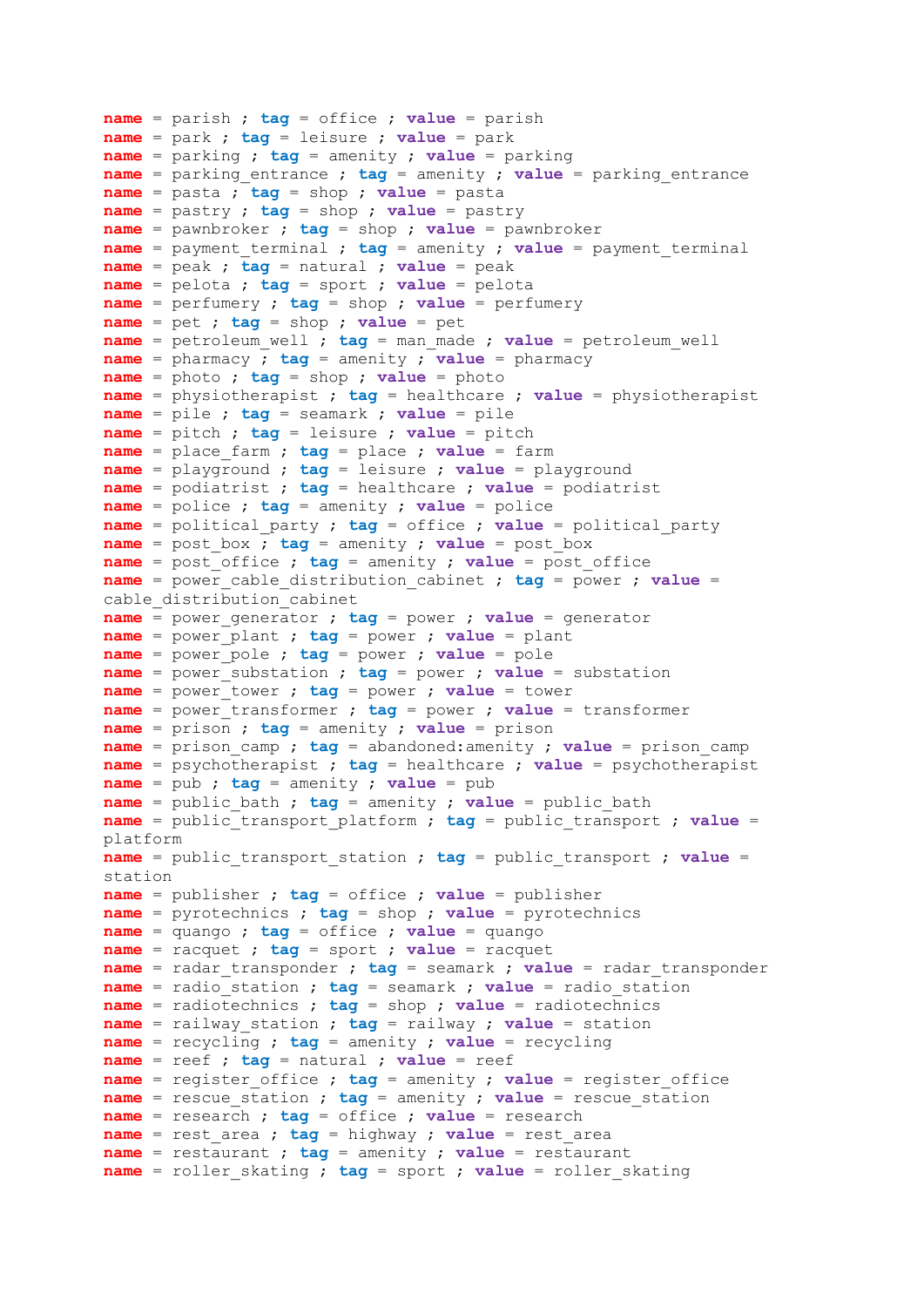```
name = parish ; tag = office ; value = parish
name = park ; tag = leisure ; value = park
name = parking ; tag = amenity ; value = parking
name = parking_entrance ; tag = amenity ; value = parking_entrance
name = pasta ; tag = shop ; value = pasta
name = pastry ; tag = shop ; value = pastry
name = pawnbroker ; tag = shop ; value = pawnbroker
name = payment_terminal ; tag = amenity ; value = payment_terminal
name = peak ; tag = natural ; value = peak
name = pelota ; tag = sport ; value = pelota
name = perfumery ; tag = shop ; value = perfumery
name = pet ; tag = shop ; value = pet
name = petroleum_well ; tag = man_made ; value = petroleum_well
name = pharmacy ; tag = amenity ; value = pharmacy
name = photo ; tag = shop ; value = photo
name = physiotherapist ; tag = healthcare ; value = physiotherapist
name = pile ; tag = seamark ; value = pile
name = pitch ; tag = leisure ; value = pitch
name = place_farm ; tag = place ; value = farm
name = playground ; tag = leisure ; value = playground
name = podiatrist ; tag = healthcare ; value = podiatrist
name = police ; tag = amenity ; value = police
name = political_party ; tag = office ; value = political_party
name = post_box ; tag = amenity ; value = post_box
name = post_office ; tag = amenity ; value = post_office
name = power_cable_distribution_cabinet ; tag = power ; value =
cable_distribution_cabinet
name = power_generator ; tag = power ; value = generator
name = power_plant ; tag = power ; value = plant
name = power_pole ; tag = power ; value = pole
name = power_substation ; tag = power ; value = substation
name = power_tower ; tag = power ; value = tower
name = power_transformer ; tag = power ; value = transformer
name = prison ; tag = amenity ; value = prison
name = prison_camp ; tag = abandoned:amenity ; value = prison_camp
name = psychotherapist ; tag = healthcare ; value = psychotherapist
name = pub ; tag = amenity ; value = pub
name = public_bath ; tag = amenity ; value = public_bath
name = public_transport_platform ; tag = public_transport ; value =
platform
name = public_transport_station ; tag = public_transport ; value =
station
name = publisher ; tag = office ; value = publisher
name = pyrotechnics ; tag = shop ; value = pyrotechnics
name = quango ; tag = office ; value = quango
name = racquet ; tag = sport ; value = racquet
name = radar_transponder ; tag = seamark ; value = radar_transponder
name = radio_station ; tag = seamark ; value = radio_station
name = radiotechnics ; tag = shop ; value = radiotechnics
name = railway_station ; tag = railway ; value = station
name = recycling ; tag = amenity ; value = recycling
name = reef ; tag = natural ; value = reef
name = register_office ; tag = amenity ; value = register_office
name = rescue_station ; tag = amenity ; value = rescue_station
name = research ; tag = office ; value = research
name = rest_area ; tag = highway ; value = rest_area
name = restaurant ; tag = amenity ; value = restaurant
name = roller_skating ; tag = sport ; value = roller_skating
```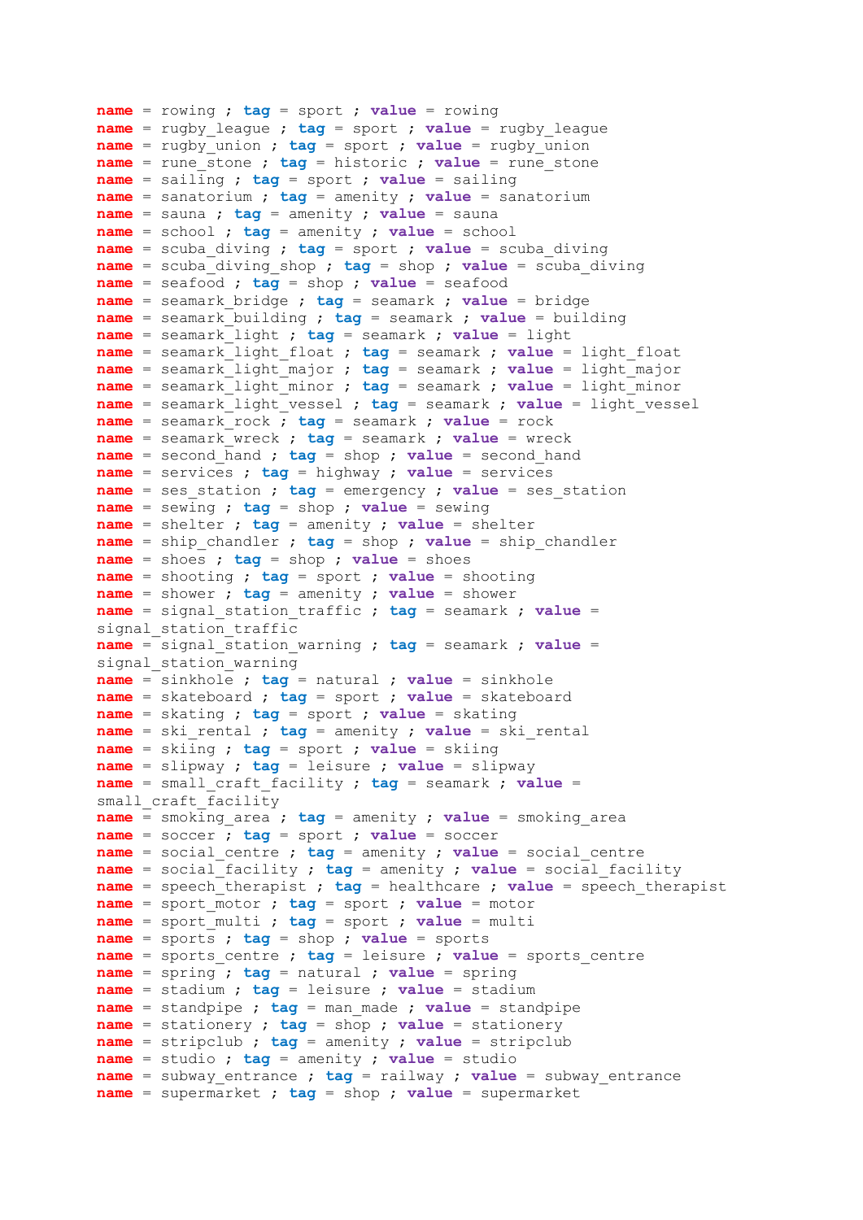name = rowing ; tag = sport ; value = rowing
name = rugby_league ; tag = sport ; value = rugby_league
name = rugby_union ; tag = sport ; value = rugby_union
name = rune_stone ; tag = historic ; value = rune_stone
name = sailing ; tag = sport ; value = sailing
name = sanatorium ; tag = amenity ; value = sanatorium
name = sauna ; tag = amenity ; value = sauna
name = school ; tag = amenity ; value = school
name = scuba_diving ; tag = sport ; value = scuba_diving
name = scuba_diving_shop ; tag = shop ; value = scuba_diving
name = seafood ; tag = shop ; value = seafood
name = seamark_bridge ; tag = seamark ; value = bridge
name = seamark_building ; tag = seamark ; value = building
name = seamark_light ; tag = seamark ; value = light
name = seamark_light_float ; tag = seamark ; value = light_float
name = seamark_light_major ; tag = seamark ; value = light_major
name = seamark_light_minor ; tag = seamark ; value = light_minor
name = seamark_light_vessel ; tag = seamark ; value = light_vessel
name = seamark_rock ; tag = seamark ; value = rock
name = seamark_wreck ; tag = seamark ; value = wreck
name = second_hand ; tag = shop ; value = second_hand
name = services ; tag = highway ; value = services
name = ses_station ; tag = emergency ; value = ses_station
name = sewing ; tag = shop ; value = sewing
name = shelter ; tag = amenity ; value = shelter
name = ship_chandler ; tag = shop ; value = ship_chandler
name = shoes ; tag = shop ; value = shoes
name = shooting ; tag = sport ; value = shooting
name = shower ; tag = amenity ; value = shower
name = signal_station_traffic ; tag = seamark ; value = signal_station_traffic
name = signal_station_warning ; tag = seamark ; value = signal_station_warning
name = sinkhole ; tag = natural ; value = sinkhole
name = skateboard ; tag = sport ; value = skateboard
name = skating ; tag = sport ; value = skating
name = ski_rental ; tag = amenity ; value = ski_rental
name = skiing ; tag = sport ; value = skiing
name = slipway ; tag = leisure ; value = slipway
name = small_craft_facility ; tag = seamark ; value = small_craft_facility
name = smoking_area ; tag = amenity ; value = smoking_area
name = soccer ; tag = sport ; value = soccer
name = social_centre ; tag = amenity ; value = social_centre
name = social_facility ; tag = amenity ; value = social_facility
name = speech_therapist ; tag = healthcare ; value = speech_therapist
name = sport_motor ; tag = sport ; value = motor
name = sport_multi ; tag = sport ; value = multi
name = sports ; tag = shop ; value = sports
name = sports_centre ; tag = leisure ; value = sports_centre
name = spring ; tag = natural ; value = spring
name = stadium ; tag = leisure ; value = stadium
name = standpipe ; tag = man_made ; value = standpipe
name = stationery ; tag = shop ; value = stationery
name = stripclub ; tag = amenity ; value = stripclub
name = studio ; tag = amenity ; value = studio
name = subway_entrance ; tag = railway ; value = subway_entrance
name = supermarket ; tag = shop ; value = supermarket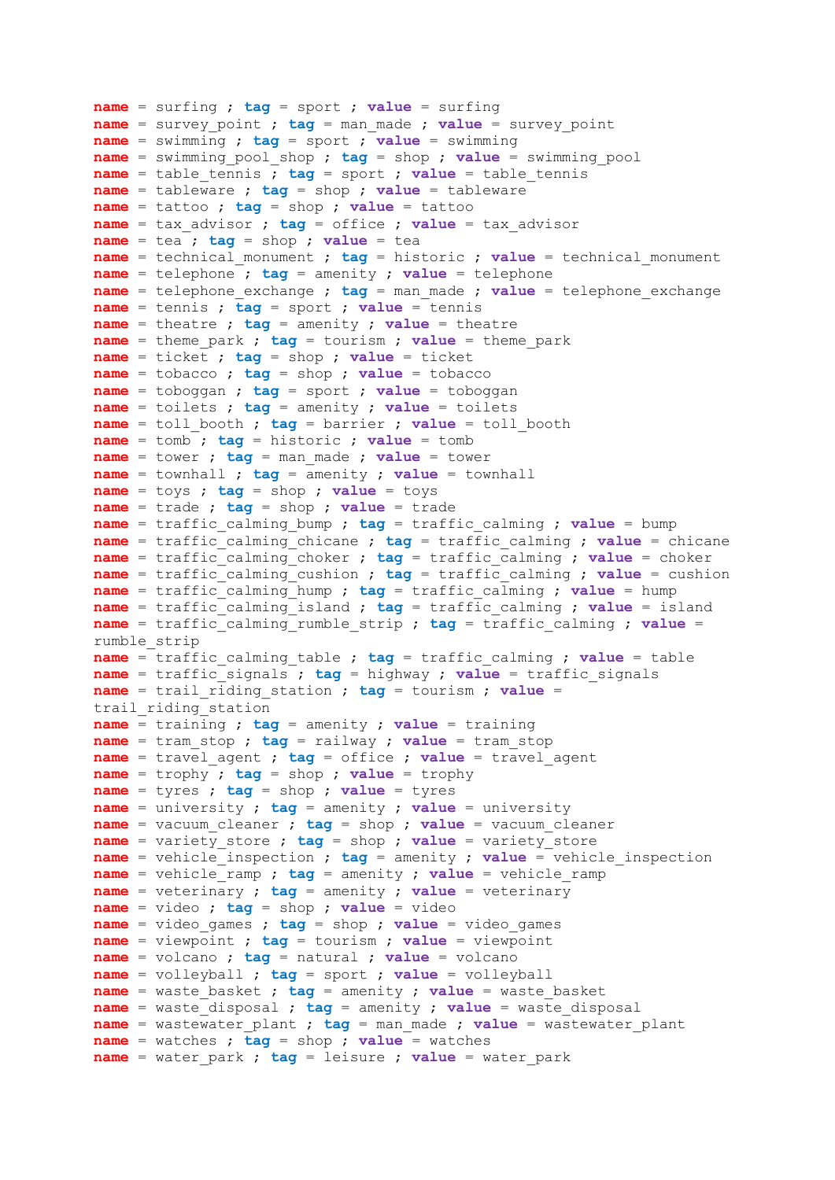```
name = surfing ; tag = sport ; value = surfing
name = survey_point ; tag = man_made ; value = survey_point
name = swimming ; tag = sport ; value = swimming
name = swimming_pool_shop ; tag = shop ; value = swimming_pool
name = table_tennis ; tag = sport ; value = table_tennis
name = tableware ; tag = shop ; value = tableware
name = tattoo ; tag = shop ; value = tattoo
name = tax_advisor ; tag = office ; value = tax_advisor
name = tea ; tag = shop ; value = tea
name = technical_monument ; tag = historic ; value = technical_monument
name = telephone ; tag = amenity ; value = telephone
name = telephone_exchange ; tag = man_made ; value = telephone_exchange
name = tennis ; tag = sport ; value = tennis
name = theatre ; tag = amenity ; value = theatre
name = theme_park ; tag = tourism ; value = theme_park
name = ticket ; tag = shop ; value = ticket
name = tobacco ; tag = shop ; value = tobacco
name = toboggan ; tag = sport ; value = toboggan
name = toilets ; tag = amenity ; value = toilets
name = toll_booth ; tag = barrier ; value = toll_booth
name = tomb ; tag = historic ; value = tomb
name = tower ; tag = man_made ; value = tower
name = townhall ; tag = amenity ; value = townhall
name = toys ; tag = shop ; value = toys
name = trade ; tag = shop ; value = trade
name = traffic_calming_bump ; tag = traffic_calming ; value = bump
name = traffic_calming_chicane ; tag = traffic_calming ; value = chicane
name = traffic_calming_choker ; tag = traffic_calming ; value = choker
name = traffic_calming_cushion ; tag = traffic_calming ; value = cushion
name = traffic_calming_hump ; tag = traffic_calming ; value = hump
name = traffic_calming_island ; tag = traffic_calming ; value = island
name = traffic_calming_rumble_strip ; tag = traffic_calming ; value =
rumble_strip
name = traffic_calming_table ; tag = traffic_calming ; value = table
name = traffic_signals ; tag = highway ; value = traffic_signals
name = trail_riding_station ; tag = tourism ; value =
trail_riding_station
name = training ; tag = amenity ; value = training
name = tram_stop ; tag = railway ; value = tram_stop
name = travel_agent ; tag = office ; value = travel_agent
name = trophy ; tag = shop ; value = trophy
name = tyres ; tag = shop ; value = tyres
name = university ; tag = amenity ; value = university
name = vacuum_cleaner ; tag = shop ; value = vacuum_cleaner
name = variety_store ; tag = shop ; value = variety_store
name = vehicle_inspection ; tag = amenity ; value = vehicle_inspection
name = vehicle_ramp ; tag = amenity ; value = vehicle_ramp
name = veterinary ; tag = amenity ; value = veterinary
name = video ; tag = shop ; value = video
name = video_games ; tag = shop ; value = video_games
name = viewpoint ; tag = tourism ; value = viewpoint
name = volcano ; tag = natural ; value = volcano
name = volleyball ; tag = sport ; value = volleyball
name = waste_basket ; tag = amenity ; value = waste_basket
name = waste_disposal ; tag = amenity ; value = waste_disposal
name = wastewater_plant ; tag = man_made ; value = wastewater_plant
name = watches ; tag = shop ; value = watches
name = water_park ; tag = leisure ; value = water_park
```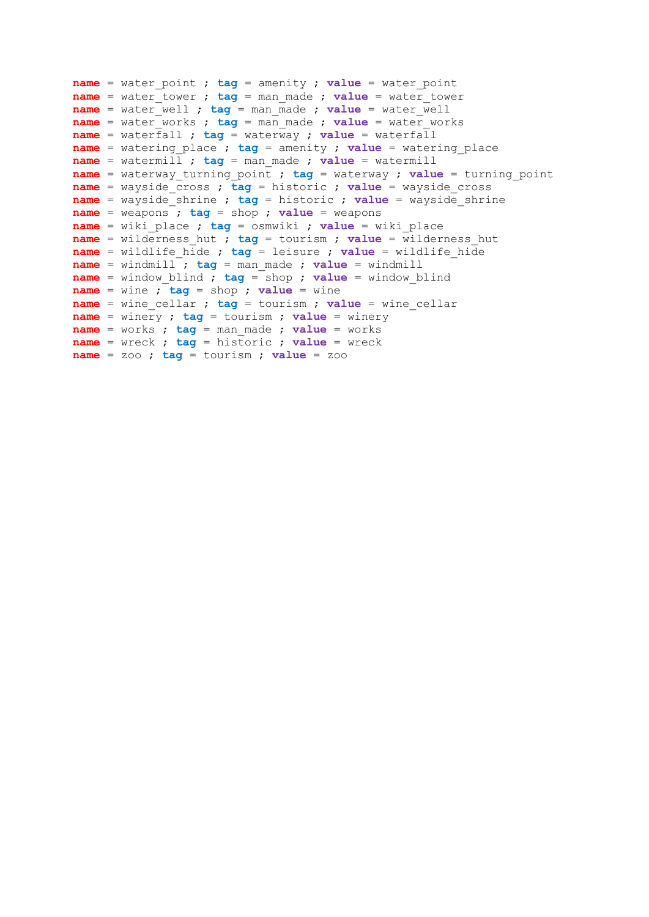**name** = water_point ; **tag** = amenity ; **value** = water_point
**name** = water_tower ; **tag** = man_made ; **value** = water_tower
**name** = water_well ; **tag** = man_made ; **value** = water_well
**name** = water_works ; **tag** = man_made ; **value** = water_works
**name** = waterfall ; **tag** = waterway ; **value** = waterfall
**name** = watering_place ; **tag** = amenity ; **value** = watering_place
**name** = watermill ; **tag** = man_made ; **value** = watermill
**name** = waterway_turning_point ; **tag** = waterway ; **value** = turning_point
**name** = wayside_cross ; **tag** = historic ; **value** = wayside_cross
**name** = wayside_shrine ; **tag** = historic ; **value** = wayside_shrine
**name** = weapons ; **tag** = shop ; **value** = weapons
**name** = wiki_place ; **tag** = osmwiki ; **value** = wiki_place
**name** = wilderness_hut ; **tag** = tourism ; **value** = wilderness_hut
**name** = wildlife_hide ; **tag** = leisure ; **value** = wildlife_hide
**name** = windmill ; **tag** = man_made ; **value** = windmill
**name** = window_blind ; **tag** = shop ; **value** = window_blind
**name** = wine ; **tag** = shop ; **value** = wine
**name** = wine_cellar ; **tag** = tourism ; **value** = wine_cellar
**name** = winery ; **tag** = tourism ; **value** = winery
**name** = works ; **tag** = man_made ; **value** = works
**name** = wreck ; **tag** = historic ; **value** = wreck
**name** = zoo ; **tag** = tourism ; **value** = zoo